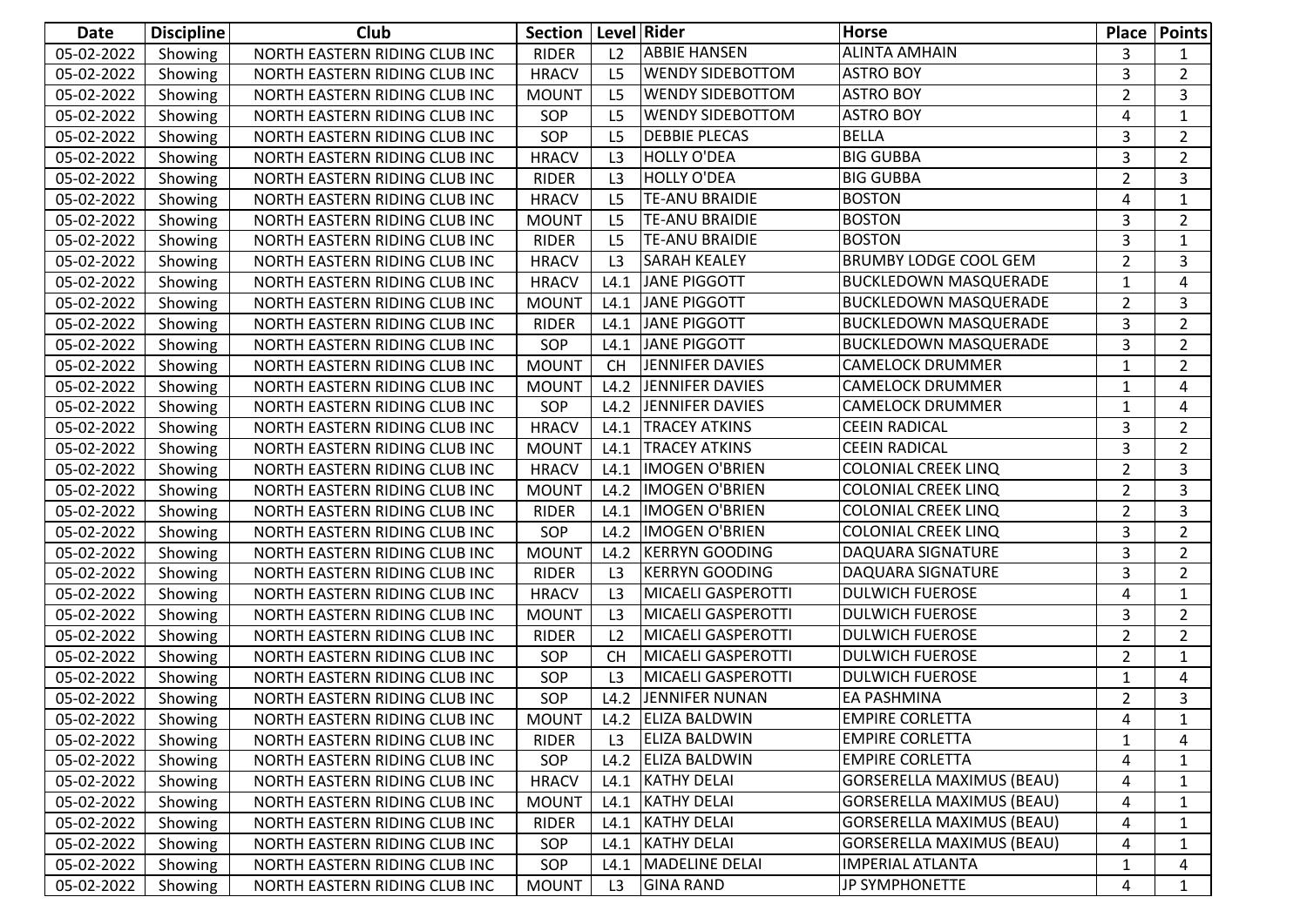| Date | Discipline | Club | Section | Level | Rider | Horse | Place | Points |
|---|---|---|---|---|---|---|---|---|
| 05-02-2022 | Showing | NORTH EASTERN RIDING CLUB INC | RIDER | L2 | ABBIE HANSEN | ALINTA AMHAIN | 3 | 1 |
| 05-02-2022 | Showing | NORTH EASTERN RIDING CLUB INC | HRACV | L5 | WENDY SIDEBOTTOM | ASTRO BOY | 3 | 2 |
| 05-02-2022 | Showing | NORTH EASTERN RIDING CLUB INC | MOUNT | L5 | WENDY SIDEBOTTOM | ASTRO BOY | 2 | 3 |
| 05-02-2022 | Showing | NORTH EASTERN RIDING CLUB INC | SOP | L5 | WENDY SIDEBOTTOM | ASTRO BOY | 4 | 1 |
| 05-02-2022 | Showing | NORTH EASTERN RIDING CLUB INC | SOP | L5 | DEBBIE PLECAS | BELLA | 3 | 2 |
| 05-02-2022 | Showing | NORTH EASTERN RIDING CLUB INC | HRACV | L3 | HOLLY O'DEA | BIG GUBBA | 3 | 2 |
| 05-02-2022 | Showing | NORTH EASTERN RIDING CLUB INC | RIDER | L3 | HOLLY O'DEA | BIG GUBBA | 2 | 3 |
| 05-02-2022 | Showing | NORTH EASTERN RIDING CLUB INC | HRACV | L5 | TE-ANU BRAIDIE | BOSTON | 4 | 1 |
| 05-02-2022 | Showing | NORTH EASTERN RIDING CLUB INC | MOUNT | L5 | TE-ANU BRAIDIE | BOSTON | 3 | 2 |
| 05-02-2022 | Showing | NORTH EASTERN RIDING CLUB INC | RIDER | L5 | TE-ANU BRAIDIE | BOSTON | 3 | 1 |
| 05-02-2022 | Showing | NORTH EASTERN RIDING CLUB INC | HRACV | L3 | SARAH KEALEY | BRUMBY LODGE COOL GEM | 2 | 3 |
| 05-02-2022 | Showing | NORTH EASTERN RIDING CLUB INC | HRACV | L4.1 | JANE PIGGOTT | BUCKLEDOWN MASQUERADE | 1 | 4 |
| 05-02-2022 | Showing | NORTH EASTERN RIDING CLUB INC | MOUNT | L4.1 | JANE PIGGOTT | BUCKLEDOWN MASQUERADE | 2 | 3 |
| 05-02-2022 | Showing | NORTH EASTERN RIDING CLUB INC | RIDER | L4.1 | JANE PIGGOTT | BUCKLEDOWN MASQUERADE | 3 | 2 |
| 05-02-2022 | Showing | NORTH EASTERN RIDING CLUB INC | SOP | L4.1 | JANE PIGGOTT | BUCKLEDOWN MASQUERADE | 3 | 2 |
| 05-02-2022 | Showing | NORTH EASTERN RIDING CLUB INC | MOUNT | CH | JENNIFER DAVIES | CAMELOCK DRUMMER | 1 | 2 |
| 05-02-2022 | Showing | NORTH EASTERN RIDING CLUB INC | MOUNT | L4.2 | JENNIFER DAVIES | CAMELOCK DRUMMER | 1 | 4 |
| 05-02-2022 | Showing | NORTH EASTERN RIDING CLUB INC | SOP | L4.2 | JENNIFER DAVIES | CAMELOCK DRUMMER | 1 | 4 |
| 05-02-2022 | Showing | NORTH EASTERN RIDING CLUB INC | HRACV | L4.1 | TRACEY ATKINS | CEEIN RADICAL | 3 | 2 |
| 05-02-2022 | Showing | NORTH EASTERN RIDING CLUB INC | MOUNT | L4.1 | TRACEY ATKINS | CEEIN RADICAL | 3 | 2 |
| 05-02-2022 | Showing | NORTH EASTERN RIDING CLUB INC | HRACV | L4.1 | IMOGEN O'BRIEN | COLONIAL CREEK LINQ | 2 | 3 |
| 05-02-2022 | Showing | NORTH EASTERN RIDING CLUB INC | MOUNT | L4.2 | IMOGEN O'BRIEN | COLONIAL CREEK LINQ | 2 | 3 |
| 05-02-2022 | Showing | NORTH EASTERN RIDING CLUB INC | RIDER | L4.1 | IMOGEN O'BRIEN | COLONIAL CREEK LINQ | 2 | 3 |
| 05-02-2022 | Showing | NORTH EASTERN RIDING CLUB INC | SOP | L4.2 | IMOGEN O'BRIEN | COLONIAL CREEK LINQ | 3 | 2 |
| 05-02-2022 | Showing | NORTH EASTERN RIDING CLUB INC | MOUNT | L4.2 | KERRYN GOODING | DAQUARA SIGNATURE | 3 | 2 |
| 05-02-2022 | Showing | NORTH EASTERN RIDING CLUB INC | RIDER | L3 | KERRYN GOODING | DAQUARA SIGNATURE | 3 | 2 |
| 05-02-2022 | Showing | NORTH EASTERN RIDING CLUB INC | HRACV | L3 | MICAELI GASPEROTTI | DULWICH FUEROSE | 4 | 1 |
| 05-02-2022 | Showing | NORTH EASTERN RIDING CLUB INC | MOUNT | L3 | MICAELI GASPEROTTI | DULWICH FUEROSE | 3 | 2 |
| 05-02-2022 | Showing | NORTH EASTERN RIDING CLUB INC | RIDER | L2 | MICAELI GASPEROTTI | DULWICH FUEROSE | 2 | 2 |
| 05-02-2022 | Showing | NORTH EASTERN RIDING CLUB INC | SOP | CH | MICAELI GASPEROTTI | DULWICH FUEROSE | 2 | 1 |
| 05-02-2022 | Showing | NORTH EASTERN RIDING CLUB INC | SOP | L3 | MICAELI GASPEROTTI | DULWICH FUEROSE | 1 | 4 |
| 05-02-2022 | Showing | NORTH EASTERN RIDING CLUB INC | SOP | L4.2 | JENNIFER NUNAN | EA PASHMINA | 2 | 3 |
| 05-02-2022 | Showing | NORTH EASTERN RIDING CLUB INC | MOUNT | L4.2 | ELIZA BALDWIN | EMPIRE CORLETTA | 4 | 1 |
| 05-02-2022 | Showing | NORTH EASTERN RIDING CLUB INC | RIDER | L3 | ELIZA BALDWIN | EMPIRE CORLETTA | 1 | 4 |
| 05-02-2022 | Showing | NORTH EASTERN RIDING CLUB INC | SOP | L4.2 | ELIZA BALDWIN | EMPIRE CORLETTA | 4 | 1 |
| 05-02-2022 | Showing | NORTH EASTERN RIDING CLUB INC | HRACV | L4.1 | KATHY DELAI | GORSERELLA MAXIMUS (BEAU) | 4 | 1 |
| 05-02-2022 | Showing | NORTH EASTERN RIDING CLUB INC | MOUNT | L4.1 | KATHY DELAI | GORSERELLA MAXIMUS (BEAU) | 4 | 1 |
| 05-02-2022 | Showing | NORTH EASTERN RIDING CLUB INC | RIDER | L4.1 | KATHY DELAI | GORSERELLA MAXIMUS (BEAU) | 4 | 1 |
| 05-02-2022 | Showing | NORTH EASTERN RIDING CLUB INC | SOP | L4.1 | KATHY DELAI | GORSERELLA MAXIMUS (BEAU) | 4 | 1 |
| 05-02-2022 | Showing | NORTH EASTERN RIDING CLUB INC | SOP | L4.1 | MADELINE DELAI | IMPERIAL ATLANTA | 1 | 4 |
| 05-02-2022 | Showing | NORTH EASTERN RIDING CLUB INC | MOUNT | L3 | GINA RAND | JP SYMPHONETTE | 4 | 1 |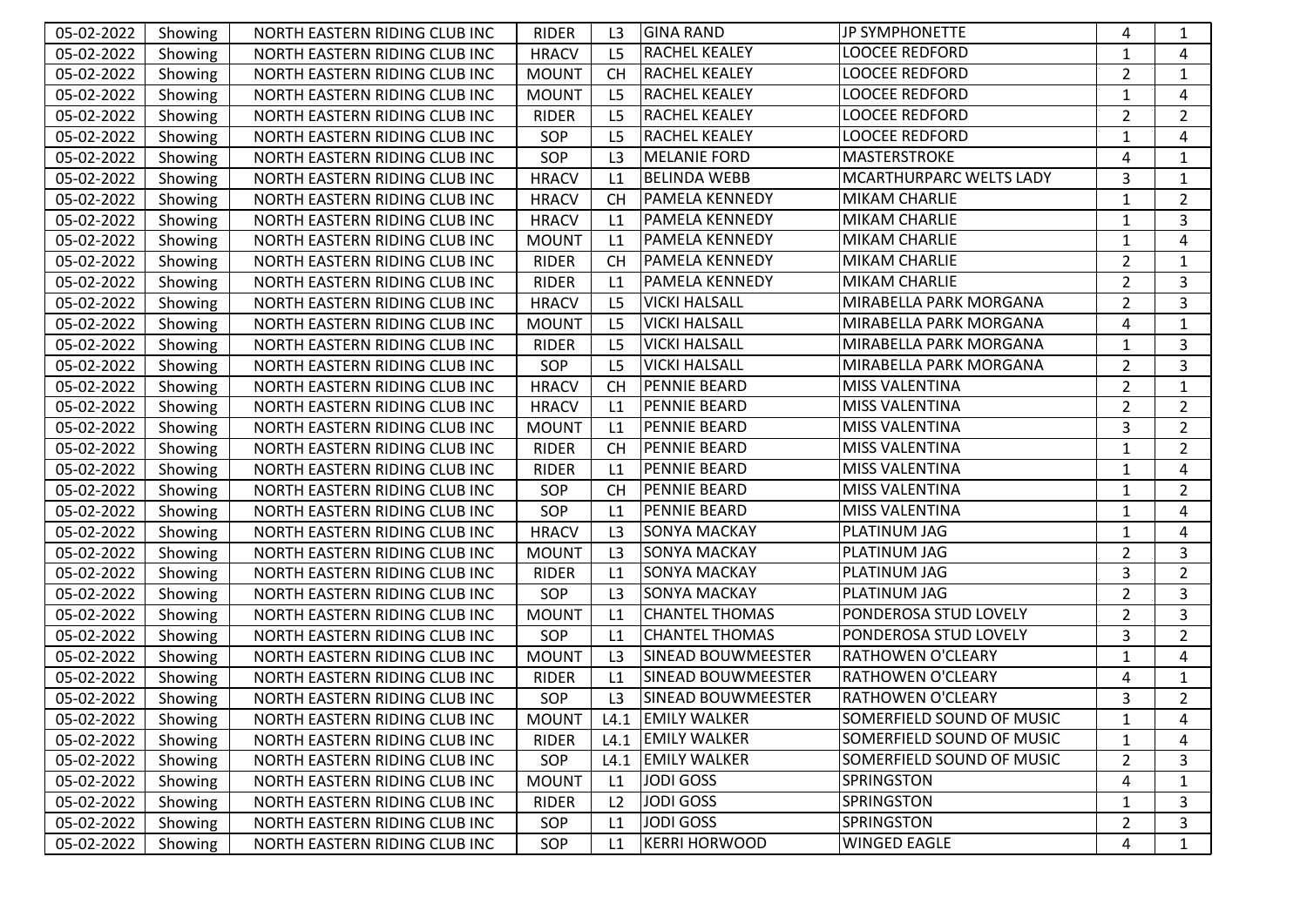| | | | | | | | | |
|---|---|---|---|---|---|---|---|---|
| 05-02-2022 | Showing | NORTH EASTERN RIDING CLUB INC | RIDER | L3 | GINA RAND | JP SYMPHONETTE | 4 | 1 |
| 05-02-2022 | Showing | NORTH EASTERN RIDING CLUB INC | HRACV | L5 | RACHEL KEALEY | LOOCEE REDFORD | 1 | 4 |
| 05-02-2022 | Showing | NORTH EASTERN RIDING CLUB INC | MOUNT | CH | RACHEL KEALEY | LOOCEE REDFORD | 2 | 1 |
| 05-02-2022 | Showing | NORTH EASTERN RIDING CLUB INC | MOUNT | L5 | RACHEL KEALEY | LOOCEE REDFORD | 1 | 4 |
| 05-02-2022 | Showing | NORTH EASTERN RIDING CLUB INC | RIDER | L5 | RACHEL KEALEY | LOOCEE REDFORD | 2 | 2 |
| 05-02-2022 | Showing | NORTH EASTERN RIDING CLUB INC | SOP | L5 | RACHEL KEALEY | LOOCEE REDFORD | 1 | 4 |
| 05-02-2022 | Showing | NORTH EASTERN RIDING CLUB INC | SOP | L3 | MELANIE FORD | MASTERSTROKE | 4 | 1 |
| 05-02-2022 | Showing | NORTH EASTERN RIDING CLUB INC | HRACV | L1 | BELINDA WEBB | MCARTHURPARC WELTS LADY | 3 | 1 |
| 05-02-2022 | Showing | NORTH EASTERN RIDING CLUB INC | HRACV | CH | PAMELA KENNEDY | MIKAM CHARLIE | 1 | 2 |
| 05-02-2022 | Showing | NORTH EASTERN RIDING CLUB INC | HRACV | L1 | PAMELA KENNEDY | MIKAM CHARLIE | 1 | 3 |
| 05-02-2022 | Showing | NORTH EASTERN RIDING CLUB INC | MOUNT | L1 | PAMELA KENNEDY | MIKAM CHARLIE | 1 | 4 |
| 05-02-2022 | Showing | NORTH EASTERN RIDING CLUB INC | RIDER | CH | PAMELA KENNEDY | MIKAM CHARLIE | 2 | 1 |
| 05-02-2022 | Showing | NORTH EASTERN RIDING CLUB INC | RIDER | L1 | PAMELA KENNEDY | MIKAM CHARLIE | 2 | 3 |
| 05-02-2022 | Showing | NORTH EASTERN RIDING CLUB INC | HRACV | L5 | VICKI HALSALL | MIRABELLA PARK MORGANA | 2 | 3 |
| 05-02-2022 | Showing | NORTH EASTERN RIDING CLUB INC | MOUNT | L5 | VICKI HALSALL | MIRABELLA PARK MORGANA | 4 | 1 |
| 05-02-2022 | Showing | NORTH EASTERN RIDING CLUB INC | RIDER | L5 | VICKI HALSALL | MIRABELLA PARK MORGANA | 1 | 3 |
| 05-02-2022 | Showing | NORTH EASTERN RIDING CLUB INC | SOP | L5 | VICKI HALSALL | MIRABELLA PARK MORGANA | 2 | 3 |
| 05-02-2022 | Showing | NORTH EASTERN RIDING CLUB INC | HRACV | CH | PENNIE BEARD | MISS VALENTINA | 2 | 1 |
| 05-02-2022 | Showing | NORTH EASTERN RIDING CLUB INC | HRACV | L1 | PENNIE BEARD | MISS VALENTINA | 2 | 2 |
| 05-02-2022 | Showing | NORTH EASTERN RIDING CLUB INC | MOUNT | L1 | PENNIE BEARD | MISS VALENTINA | 3 | 2 |
| 05-02-2022 | Showing | NORTH EASTERN RIDING CLUB INC | RIDER | CH | PENNIE BEARD | MISS VALENTINA | 1 | 2 |
| 05-02-2022 | Showing | NORTH EASTERN RIDING CLUB INC | RIDER | L1 | PENNIE BEARD | MISS VALENTINA | 1 | 4 |
| 05-02-2022 | Showing | NORTH EASTERN RIDING CLUB INC | SOP | CH | PENNIE BEARD | MISS VALENTINA | 1 | 2 |
| 05-02-2022 | Showing | NORTH EASTERN RIDING CLUB INC | SOP | L1 | PENNIE BEARD | MISS VALENTINA | 1 | 4 |
| 05-02-2022 | Showing | NORTH EASTERN RIDING CLUB INC | HRACV | L3 | SONYA MACKAY | PLATINUM JAG | 1 | 4 |
| 05-02-2022 | Showing | NORTH EASTERN RIDING CLUB INC | MOUNT | L3 | SONYA MACKAY | PLATINUM JAG | 2 | 3 |
| 05-02-2022 | Showing | NORTH EASTERN RIDING CLUB INC | RIDER | L1 | SONYA MACKAY | PLATINUM JAG | 3 | 2 |
| 05-02-2022 | Showing | NORTH EASTERN RIDING CLUB INC | SOP | L3 | SONYA MACKAY | PLATINUM JAG | 2 | 3 |
| 05-02-2022 | Showing | NORTH EASTERN RIDING CLUB INC | MOUNT | L1 | CHANTEL THOMAS | PONDEROSA STUD LOVELY | 2 | 3 |
| 05-02-2022 | Showing | NORTH EASTERN RIDING CLUB INC | SOP | L1 | CHANTEL THOMAS | PONDEROSA STUD LOVELY | 3 | 2 |
| 05-02-2022 | Showing | NORTH EASTERN RIDING CLUB INC | MOUNT | L3 | SINEAD BOUWMEESTER | RATHOWEN O'CLEARY | 1 | 4 |
| 05-02-2022 | Showing | NORTH EASTERN RIDING CLUB INC | RIDER | L1 | SINEAD BOUWMEESTER | RATHOWEN O'CLEARY | 4 | 1 |
| 05-02-2022 | Showing | NORTH EASTERN RIDING CLUB INC | SOP | L3 | SINEAD BOUWMEESTER | RATHOWEN O'CLEARY | 3 | 2 |
| 05-02-2022 | Showing | NORTH EASTERN RIDING CLUB INC | MOUNT | L4.1 | EMILY WALKER | SOMERFIELD SOUND OF MUSIC | 1 | 4 |
| 05-02-2022 | Showing | NORTH EASTERN RIDING CLUB INC | RIDER | L4.1 | EMILY WALKER | SOMERFIELD SOUND OF MUSIC | 1 | 4 |
| 05-02-2022 | Showing | NORTH EASTERN RIDING CLUB INC | SOP | L4.1 | EMILY WALKER | SOMERFIELD SOUND OF MUSIC | 2 | 3 |
| 05-02-2022 | Showing | NORTH EASTERN RIDING CLUB INC | MOUNT | L1 | JODI GOSS | SPRINGSTON | 4 | 1 |
| 05-02-2022 | Showing | NORTH EASTERN RIDING CLUB INC | RIDER | L2 | JODI GOSS | SPRINGSTON | 1 | 3 |
| 05-02-2022 | Showing | NORTH EASTERN RIDING CLUB INC | SOP | L1 | JODI GOSS | SPRINGSTON | 2 | 3 |
| 05-02-2022 | Showing | NORTH EASTERN RIDING CLUB INC | SOP | L1 | KERRI HORWOOD | WINGED EAGLE | 4 | 1 |